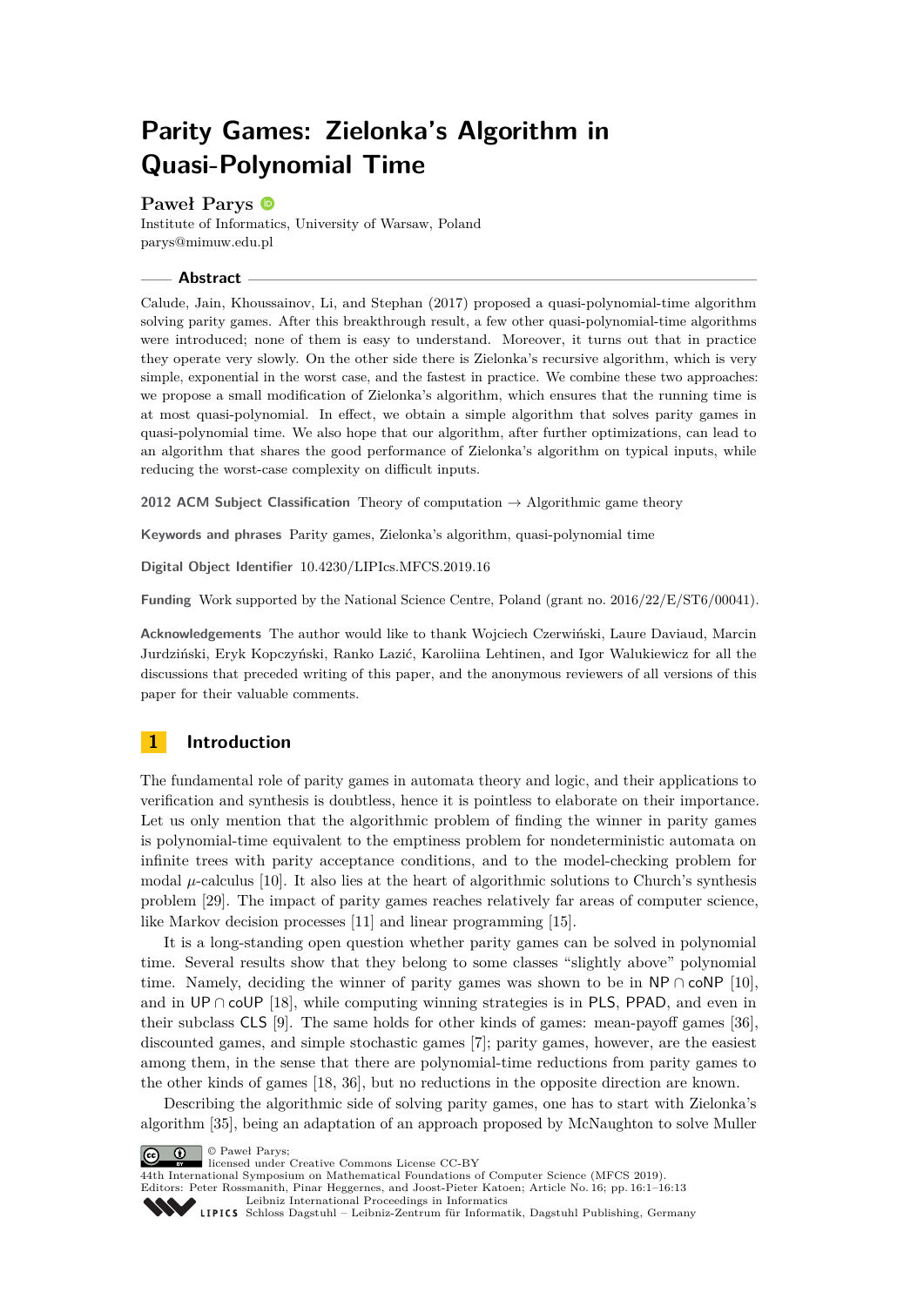# Parity Games: Zielonka's Algorithm in Quasi-Polynomial Time

**Paweł Parys**

Institute of Informatics, University of Warsaw, Poland
parys@mimuw.edu.pl

## Abstract

Calude, Jain, Khoussainov, Li, and Stephan (2017) proposed a quasi-polynomial-time algorithm solving parity games. After this breakthrough result, a few other quasi-polynomial-time algorithms were introduced; none of them is easy to understand. Moreover, it turns out that in practice they operate very slowly. On the other side there is Zielonka's recursive algorithm, which is very simple, exponential in the worst case, and the fastest in practice. We combine these two approaches: we propose a small modification of Zielonka's algorithm, which ensures that the running time is at most quasi-polynomial. In effect, we obtain a simple algorithm that solves parity games in quasi-polynomial time. We also hope that our algorithm, after further optimizations, can lead to an algorithm that shares the good performance of Zielonka's algorithm on typical inputs, while reducing the worst-case complexity on difficult inputs.

**2012 ACM Subject Classification** Theory of computation → Algorithmic game theory

**Keywords and phrases** Parity games, Zielonka's algorithm, quasi-polynomial time

**Digital Object Identifier** 10.4230/LIPIcs.MFCS.2019.16

**Funding** Work supported by the National Science Centre, Poland (grant no. 2016/22/E/ST6/00041).

**Acknowledgements** The author would like to thank Wojciech Czerwiński, Laure Daviaud, Marcin Jurdziński, Eryk Kopczyński, Ranko Lazić, Karoliina Lehtinen, and Igor Walukiewicz for all the discussions that preceded writing of this paper, and the anonymous reviewers of all versions of this paper for their valuable comments.

## 1 Introduction

The fundamental role of parity games in automata theory and logic, and their applications to verification and synthesis is doubtless, hence it is pointless to elaborate on their importance. Let us only mention that the algorithmic problem of finding the winner in parity games is polynomial-time equivalent to the emptiness problem for nondeterministic automata on infinite trees with parity acceptance conditions, and to the model-checking problem for modal $\mu$-calculus [10]. It also lies at the heart of algorithmic solutions to Church's synthesis problem [29]. The impact of parity games reaches relatively far areas of computer science, like Markov decision processes [11] and linear programming [15].

It is a long-standing open question whether parity games can be solved in polynomial time. Several results show that they belong to some classes "slightly above" polynomial time. Namely, deciding the winner of parity games was shown to be in NP ∩ coNP [10], and in UP ∩ coUP [18], while computing winning strategies is in PLS, PPAD, and even in their subclass CLS [9]. The same holds for other kinds of games: mean-payoff games [36], discounted games, and simple stochastic games [7]; parity games, however, are the easiest among them, in the sense that there are polynomial-time reductions from parity games to the other kinds of games [18, 36], but no reductions in the opposite direction are known.

Describing the algorithmic side of solving parity games, one has to start with Zielonka's algorithm [35], being an adaptation of an approach proposed by McNaughton to solve Muller

© Paweł Parys;
licensed under Creative Commons License CC-BY
44th International Symposium on Mathematical Foundations of Computer Science (MFCS 2019).
Editors: Peter Rossmanith, Pinar Heggernes, and Joost-Pieter Katoen; Article No. 16; pp. 16:1–16:13
Leibniz International Proceedings in Informatics
Schloss Dagstuhl – Leibniz-Zentrum für Informatik, Dagstuhl Publishing, Germany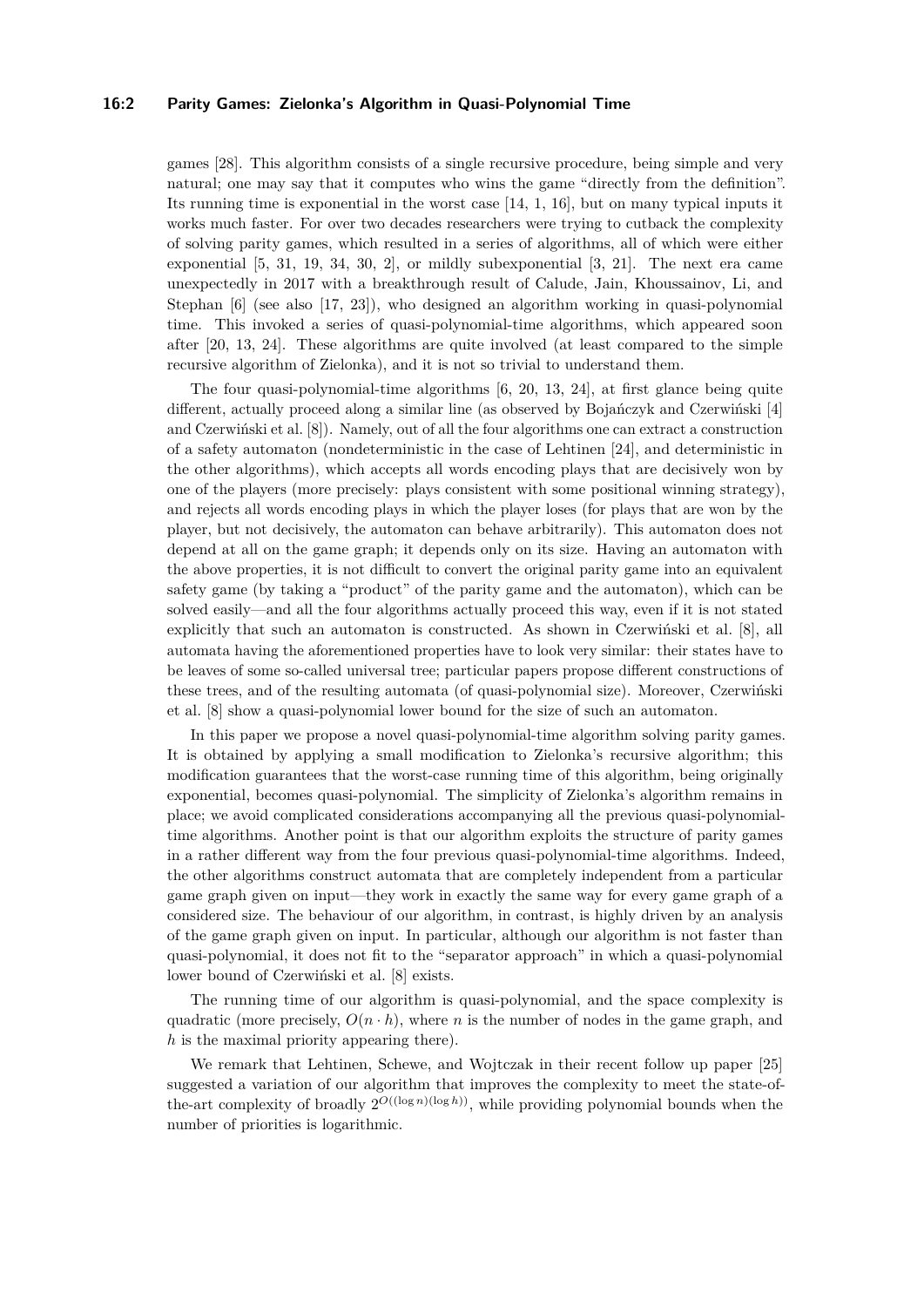games [28]. This algorithm consists of a single recursive procedure, being simple and very natural; one may say that it computes who wins the game "directly from the definition". Its running time is exponential in the worst case [14, 1, 16], but on many typical inputs it works much faster. For over two decades researchers were trying to cutback the complexity of solving parity games, which resulted in a series of algorithms, all of which were either exponential [5, 31, 19, 34, 30, 2], or mildly subexponential [3, 21]. The next era came unexpectedly in 2017 with a breakthrough result of Calude, Jain, Khoussainov, Li, and Stephan [6] (see also [17, 23]), who designed an algorithm working in quasi-polynomial time. This invoked a series of quasi-polynomial-time algorithms, which appeared soon after [20, 13, 24]. These algorithms are quite involved (at least compared to the simple recursive algorithm of Zielonka), and it is not so trivial to understand them.

The four quasi-polynomial-time algorithms [6, 20, 13, 24], at first glance being quite different, actually proceed along a similar line (as observed by Bojańczyk and Czerwiński [4] and Czerwiński et al. [8]). Namely, out of all the four algorithms one can extract a construction of a safety automaton (nondeterministic in the case of Lehtinen [24], and deterministic in the other algorithms), which accepts all words encoding plays that are decisively won by one of the players (more precisely: plays consistent with some positional winning strategy), and rejects all words encoding plays in which the player loses (for plays that are won by the player, but not decisively, the automaton can behave arbitrarily). This automaton does not depend at all on the game graph; it depends only on its size. Having an automaton with the above properties, it is not difficult to convert the original parity game into an equivalent safety game (by taking a "product" of the parity game and the automaton), which can be solved easily—and all the four algorithms actually proceed this way, even if it is not stated explicitly that such an automaton is constructed. As shown in Czerwiński et al. [8], all automata having the aforementioned properties have to look very similar: their states have to be leaves of some so-called universal tree; particular papers propose different constructions of these trees, and of the resulting automata (of quasi-polynomial size). Moreover, Czerwiński et al. [8] show a quasi-polynomial lower bound for the size of such an automaton.

In this paper we propose a novel quasi-polynomial-time algorithm solving parity games. It is obtained by applying a small modification to Zielonka's recursive algorithm; this modification guarantees that the worst-case running time of this algorithm, being originally exponential, becomes quasi-polynomial. The simplicity of Zielonka's algorithm remains in place; we avoid complicated considerations accompanying all the previous quasi-polynomial-time algorithms. Another point is that our algorithm exploits the structure of parity games in a rather different way from the four previous quasi-polynomial-time algorithms. Indeed, the other algorithms construct automata that are completely independent from a particular game graph given on input—they work in exactly the same way for every game graph of a considered size. The behaviour of our algorithm, in contrast, is highly driven by an analysis of the game graph given on input. In particular, although our algorithm is not faster than quasi-polynomial, it does not fit to the "separator approach" in which a quasi-polynomial lower bound of Czerwiński et al. [8] exists.

The running time of our algorithm is quasi-polynomial, and the space complexity is quadratic (more precisely, $O(n \cdot h)$, where $n$ is the number of nodes in the game graph, and $h$ is the maximal priority appearing there).

We remark that Lehtinen, Schewe, and Wojtczak in their recent follow up paper [25] suggested a variation of our algorithm that improves the complexity to meet the state-of-the-art complexity of broadly $2^{O((\log n)(\log h))}$, while providing polynomial bounds when the number of priorities is logarithmic.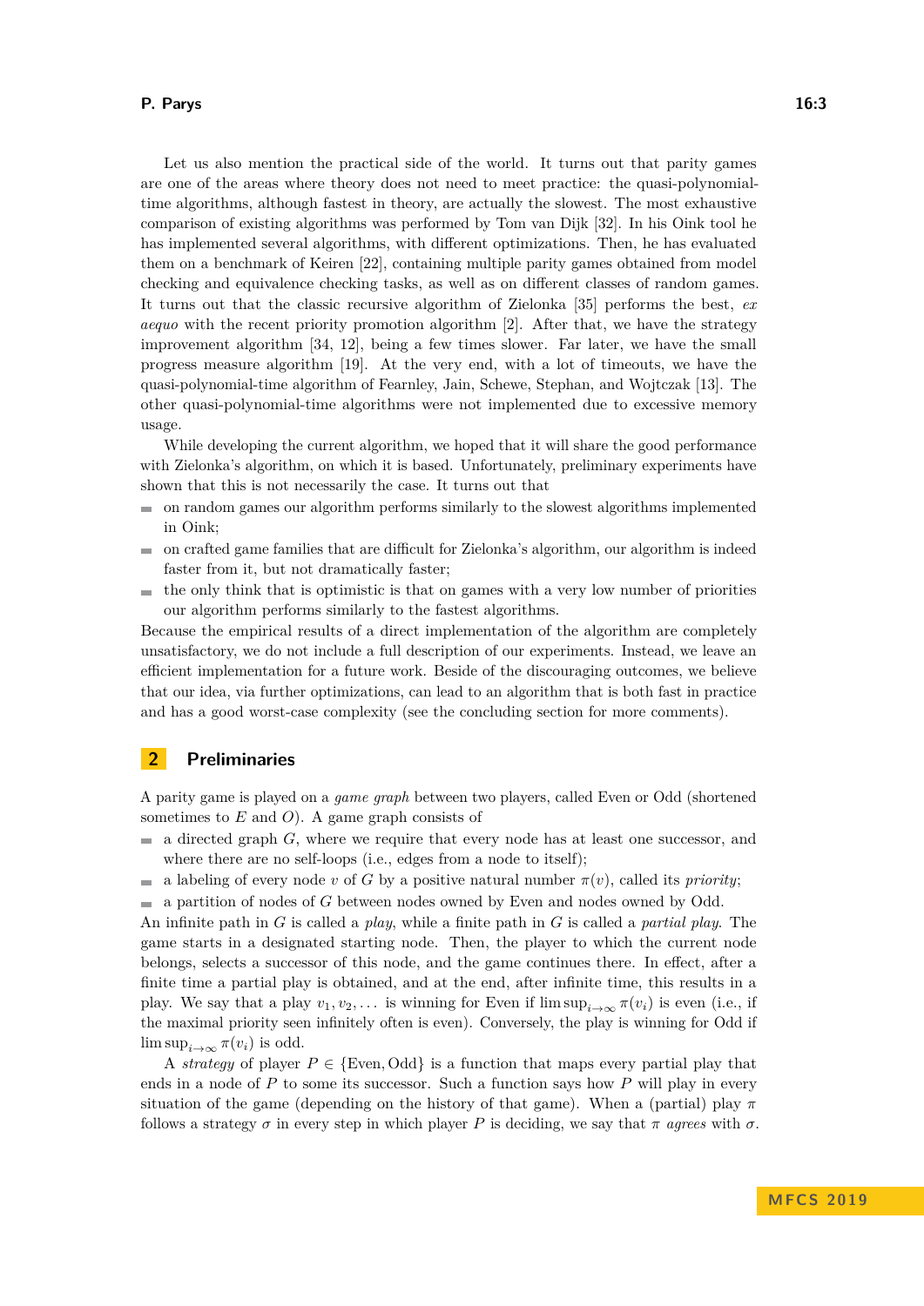Let us also mention the practical side of the world. It turns out that parity games are one of the areas where theory does not need to meet practice: the quasi-polynomial-time algorithms, although fastest in theory, are actually the slowest. The most exhaustive comparison of existing algorithms was performed by Tom van Dijk [32]. In his Oink tool he has implemented several algorithms, with different optimizations. Then, he has evaluated them on a benchmark of Keiren [22], containing multiple parity games obtained from model checking and equivalence checking tasks, as well as on different classes of random games. It turns out that the classic recursive algorithm of Zielonka [35] performs the best, *ex aequo* with the recent priority promotion algorithm [2]. After that, we have the strategy improvement algorithm [34, 12], being a few times slower. Far later, we have the small progress measure algorithm [19]. At the very end, with a lot of timeouts, we have the quasi-polynomial-time algorithm of Fearnley, Jain, Schewe, Stephan, and Wojtczak [13]. The other quasi-polynomial-time algorithms were not implemented due to excessive memory usage.

While developing the current algorithm, we hoped that it will share the good performance with Zielonka's algorithm, on which it is based. Unfortunately, preliminary experiments have shown that this is not necessarily the case. It turns out that

- on random games our algorithm performs similarly to the slowest algorithms implemented in Oink;
- on crafted game families that are difficult for Zielonka's algorithm, our algorithm is indeed faster from it, but not dramatically faster;
- the only think that is optimistic is that on games with a very low number of priorities our algorithm performs similarly to the fastest algorithms.

Because the empirical results of a direct implementation of the algorithm are completely unsatisfactory, we do not include a full description of our experiments. Instead, we leave an efficient implementation for a future work. Beside of the discouraging outcomes, we believe that our idea, via further optimizations, can lead to an algorithm that is both fast in practice and has a good worst-case complexity (see the concluding section for more comments).

## 2 Preliminaries

A parity game is played on a *game graph* between two players, called Even or Odd (shortened sometimes to $E$ and $O$). A game graph consists of

- a directed graph $G$, where we require that every node has at least one successor, and where there are no self-loops (i.e., edges from a node to itself);
- a labeling of every node $v$ of $G$ by a positive natural number $\pi(v)$, called its *priority*;
- a partition of nodes of $G$ between nodes owned by Even and nodes owned by Odd.

An infinite path in $G$ is called a *play*, while a finite path in $G$ is called a *partial play*. The game starts in a designated starting node. Then, the player to which the current node belongs, selects a successor of this node, and the game continues there. In effect, after a finite time a partial play is obtained, and at the end, after infinite time, this results in a play. We say that a play $v_1, v_2, \dots$ is winning for Even if $\limsup_{i\to\infty} \pi(v_i)$ is even (i.e., if the maximal priority seen infinitely often is even). Conversely, the play is winning for Odd if $\limsup_{i\to\infty} \pi(v_i)$ is odd.

A *strategy* of player $P \in \{\text{Even}, \text{Odd}\}$ is a function that maps every partial play that ends in a node of $P$ to some its successor. Such a function says how $P$ will play in every situation of the game (depending on the history of that game). When a (partial) play $\pi$ follows a strategy $\sigma$ in every step in which player $P$ is deciding, we say that $\pi$ *agrees* with $\sigma$.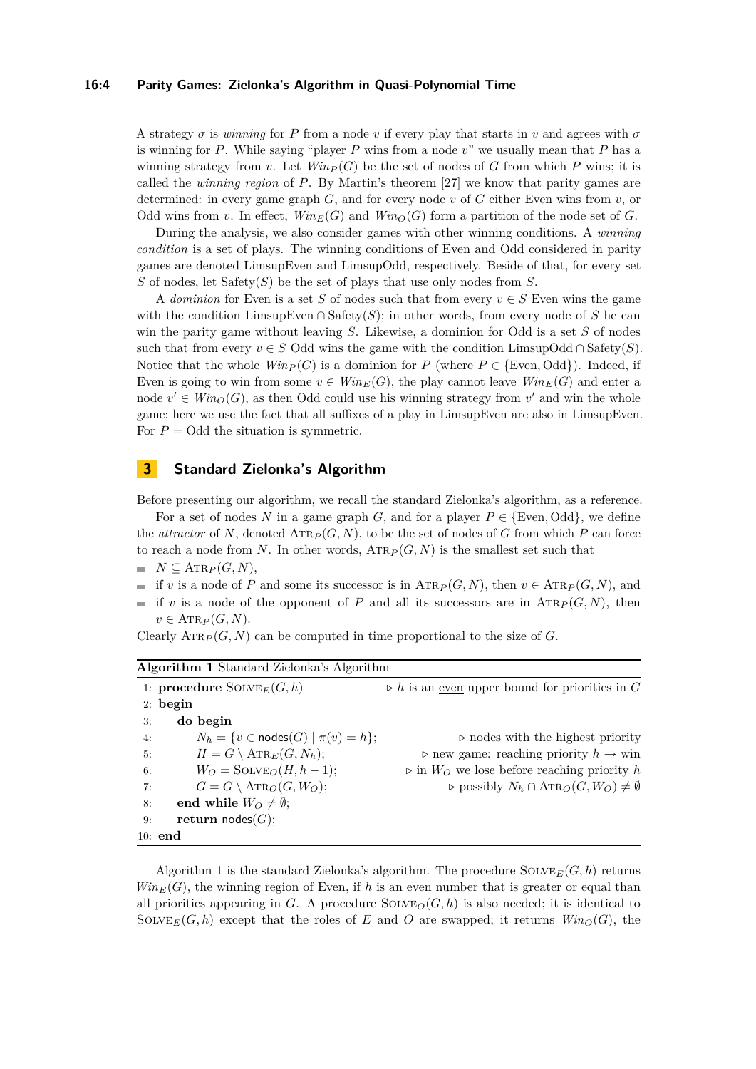A strategy $\sigma$ is *winning* for $P$ from a node $v$ if every play that starts in $v$ and agrees with $\sigma$ is winning for $P$. While saying "player $P$ wins from a node $v$" we usually mean that $P$ has a winning strategy from $v$. Let $Win_P(G)$ be the set of nodes of $G$ from which $P$ wins; it is called the *winning region* of $P$. By Martin's theorem [27] we know that parity games are determined: in every game graph $G$, and for every node $v$ of $G$ either Even wins from $v$, or Odd wins from $v$. In effect, $Win_E(G)$ and $Win_O(G)$ form a partition of the node set of $G$.

During the analysis, we also consider games with other winning conditions. A *winning condition* is a set of plays. The winning conditions of Even and Odd considered in parity games are denoted LimsupEven and LimsupOdd, respectively. Beside of that, for every set $S$ of nodes, let Safety($S$) be the set of plays that use only nodes from $S$.

A *dominion* for Even is a set $S$ of nodes such that from every $v \in S$ Even wins the game with the condition LimsupEven $\cap$ Safety($S$); in other words, from every node of $S$ he can win the parity game without leaving $S$. Likewise, a dominion for Odd is a set $S$ of nodes such that from every $v \in S$ Odd wins the game with the condition LimsupOdd $\cap$ Safety($S$). Notice that the whole $Win_P(G)$ is a dominion for $P$ (where $P \in \{\text{Even}, \text{Odd}\}$). Indeed, if Even is going to win from some $v \in Win_E(G)$, the play cannot leave $Win_E(G)$ and enter a node $v' \in Win_O(G)$, as then Odd could use his winning strategy from $v'$ and win the whole game; here we use the fact that all suffixes of a play in LimsupEven are also in LimsupEven. For $P = \text{Odd}$ the situation is symmetric.

## 3 Standard Zielonka's Algorithm

Before presenting our algorithm, we recall the standard Zielonka's algorithm, as a reference.

For a set of nodes $N$ in a game graph $G$, and for a player $P \in \{\text{Even}, \text{Odd}\}$, we define the *attractor* of $N$, denoted $\textsc{Atr}_P(G, N)$, to be the set of nodes of $G$ from which $P$ can force to reach a node from $N$. In other words, $\textsc{Atr}_P(G, N)$ is the smallest set such that

- $N \subseteq \textsc{Atr}_P(G, N)$,
- if $v$ is a node of $P$ and some its successor is in $\textsc{Atr}_P(G, N)$, then $v \in \textsc{Atr}_P(G, N)$, and
- if $v$ is a node of the opponent of $P$ and all its successors are in $\textsc{Atr}_P(G, N)$, then $v \in \textsc{Atr}_P(G, N)$.

Clearly $\textsc{Atr}_P(G, N)$ can be computed in time proportional to the size of $G$.

**Algorithm 1** Standard Zielonka's Algorithm

```
1:  procedure SOLVE_E(G, h)                          ▷ h is an even upper bound for priorities in G
2:  begin
3:      do begin
4:          N_h = {v ∈ nodes(G) | π(v) = h};                        ▷ nodes with the highest priority
5:          H = G \ ATR_E(G, N_h);                             ▷ new game: reaching priority h → win
6:          W_O = SOLVE_O(H, h − 1);                  ▷ in W_O we lose before reaching priority h
7:          G = G \ ATR_O(G, W_O);                            ▷ possibly N_h ∩ ATR_O(G, W_O) ≠ ∅
8:      end while W_O ≠ ∅;
9:      return nodes(G);
10: end
```

Algorithm 1 is the standard Zielonka's algorithm. The procedure $\textsc{Solve}_E(G, h)$ returns $Win_E(G)$, the winning region of Even, if $h$ is an even number that is greater or equal than all priorities appearing in $G$. A procedure $\textsc{Solve}_O(G, h)$ is also needed; it is identical to $\textsc{Solve}_E(G, h)$ except that the roles of $E$ and $O$ are swapped; it returns $Win_O(G)$, the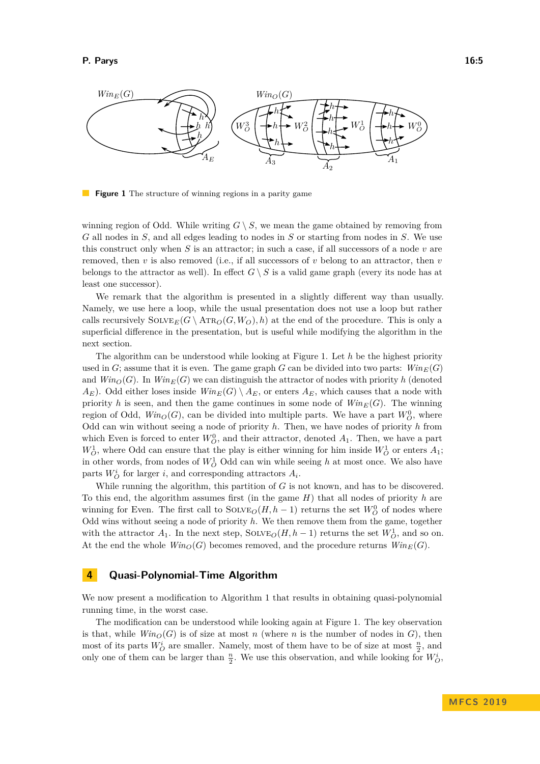**Figure 1** The structure of winning regions in a parity game

winning region of Odd. While writing $G \setminus S$, we mean the game obtained by removing from $G$ all nodes in $S$, and all edges leading to nodes in $S$ or starting from nodes in $S$. We use this construct only when $S$ is an attractor; in such a case, if all successors of a node $v$ are removed, then $v$ is also removed (i.e., if all successors of $v$ belong to an attractor, then $v$ belongs to the attractor as well). In effect $G \setminus S$ is a valid game graph (every its node has at least one successor).

We remark that the algorithm is presented in a slightly different way than usually. Namely, we use here a loop, while the usual presentation does not use a loop but rather calls recursively $\textsc{Solve}_E(G \setminus \textsc{Atr}_O(G, W_O), h)$ at the end of the procedure. This is only a superficial difference in the presentation, but is useful while modifying the algorithm in the next section.

The algorithm can be understood while looking at Figure 1. Let $h$ be the highest priority used in $G$; assume that it is even. The game graph $G$ can be divided into two parts: $Win_E(G)$ and $Win_O(G)$. In $Win_E(G)$ we can distinguish the attractor of nodes with priority $h$ (denoted $A_E$). Odd either loses inside $Win_E(G) \setminus A_E$, or enters $A_E$, which causes that a node with priority $h$ is seen, and then the game continues in some node of $Win_E(G)$. The winning region of Odd, $Win_O(G)$, can be divided into multiple parts. We have a part $W_O^0$, where Odd can win without seeing a node of priority $h$. Then, we have nodes of priority $h$ from which Even is forced to enter $W_O^0$, and their attractor, denoted $A_1$. Then, we have a part $W_O^1$, where Odd can ensure that the play is either winning for him inside $W_O^1$ or enters $A_1$; in other words, from nodes of $W_O^1$ Odd can win while seeing $h$ at most once. We also have parts $W_O^i$ for larger $i$, and corresponding attractors $A_i$.

While running the algorithm, this partition of $G$ is not known, and has to be discovered. To this end, the algorithm assumes first (in the game $H$) that all nodes of priority $h$ are winning for Even. The first call to $\textsc{Solve}_O(H, h-1)$ returns the set $W_O^0$ of nodes where Odd wins without seeing a node of priority $h$. We then remove them from the game, together with the attractor $A_1$. In the next step, $\textsc{Solve}_O(H, h-1)$ returns the set $W_O^1$, and so on. At the end the whole $Win_O(G)$ becomes removed, and the procedure returns $Win_E(G)$.

## 4 Quasi-Polynomial-Time Algorithm

We now present a modification to Algorithm 1 that results in obtaining quasi-polynomial running time, in the worst case.

The modification can be understood while looking again at Figure 1. The key observation is that, while $Win_O(G)$ is of size at most $n$ (where $n$ is the number of nodes in $G$), then most of its parts $W_O^i$ are smaller. Namely, most of them have to be of size at most $\frac{n}{2}$, and only one of them can be larger than $\frac{n}{2}$. We use this observation, and while looking for $W_O^i$,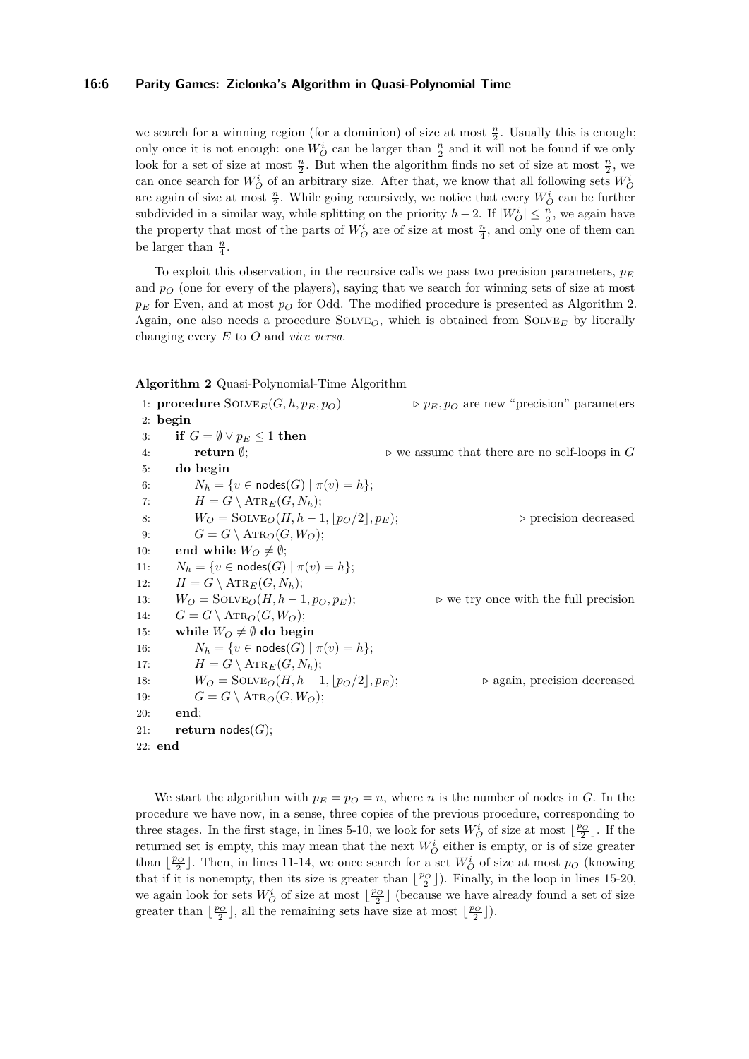we search for a winning region (for a dominion) of size at most $\frac{n}{2}$. Usually this is enough; only once it is not enough: one $W_O^i$ can be larger than $\frac{n}{2}$ and it will not be found if we only look for a set of size at most $\frac{n}{2}$. But when the algorithm finds no set of size at most $\frac{n}{2}$, we can once search for $W_O^i$ of an arbitrary size. After that, we know that all following sets $W_O^i$ are again of size at most $\frac{n}{2}$. While going recursively, we notice that every $W_O^i$ can be further subdivided in a similar way, while splitting on the priority $h-2$. If $|W_O^i| \leq \frac{n}{2}$, we again have the property that most of the parts of $W_O^i$ are of size at most $\frac{n}{4}$, and only one of them can be larger than $\frac{n}{4}$.

To exploit this observation, in the recursive calls we pass two precision parameters, $p_E$ and $p_O$ (one for every of the players), saying that we search for winning sets of size at most $p_E$ for Even, and at most $p_O$ for Odd. The modified procedure is presented as Algorithm 2. Again, one also needs a procedure $\text{Solve}_O$, which is obtained from $\text{Solve}_E$ by literally changing every $E$ to $O$ and *vice versa*.

**Algorithm 2** Quasi-Polynomial-Time Algorithm

```
 1: procedure SOLVE_E(G, h, p_E, p_O)            ▷ p_E, p_O are new "precision" parameters
 2: begin
 3:     if G = ∅ ∨ p_E ≤ 1 then
 4:         return ∅;                             ▷ we assume that there are no self-loops in G
 5:     do begin
 6:         N_h = {v ∈ nodes(G) | π(v) = h};
 7:         H = G \ ATR_E(G, N_h);
 8:         W_O = SOLVE_O(H, h − 1, ⌊p_O/2⌋, p_E);            ▷ precision decreased
 9:         G = G \ ATR_O(G, W_O);
10:     end while W_O ≠ ∅;
11:     N_h = {v ∈ nodes(G) | π(v) = h};
12:     H = G \ ATR_E(G, N_h);
13:     W_O = SOLVE_O(H, h − 1, p_O, p_E);          ▷ we try once with the full precision
14:     G = G \ ATR_O(G, W_O);
15:     while W_O ≠ ∅ do begin
16:         N_h = {v ∈ nodes(G) | π(v) = h};
17:         H = G \ ATR_E(G, N_h);
18:         W_O = SOLVE_O(H, h − 1, ⌊p_O/2⌋, p_E);     ▷ again, precision decreased
19:         G = G \ ATR_O(G, W_O);
20:     end;
21:     return nodes(G);
22: end
```

We start the algorithm with $p_E = p_O = n$, where $n$ is the number of nodes in $G$. In the procedure we have now, in a sense, three copies of the previous procedure, corresponding to three stages. In the first stage, in lines 5-10, we look for sets $W_O^i$ of size at most $\lfloor \frac{p_O}{2} \rfloor$. If the returned set is empty, this may mean that the next $W_O^i$ either is empty, or is of size greater than $\lfloor \frac{p_O}{2} \rfloor$. Then, in lines 11-14, we once search for a set $W_O^i$ of size at most $p_O$ (knowing that if it is nonempty, then its size is greater than $\lfloor \frac{p_O}{2} \rfloor$). Finally, in the loop in lines 15-20, we again look for sets $W_O^i$ of size at most $\lfloor \frac{p_O}{2} \rfloor$ (because we have already found a set of size greater than $\lfloor \frac{p_O}{2} \rfloor$, all the remaining sets have size at most $\lfloor \frac{p_O}{2} \rfloor$).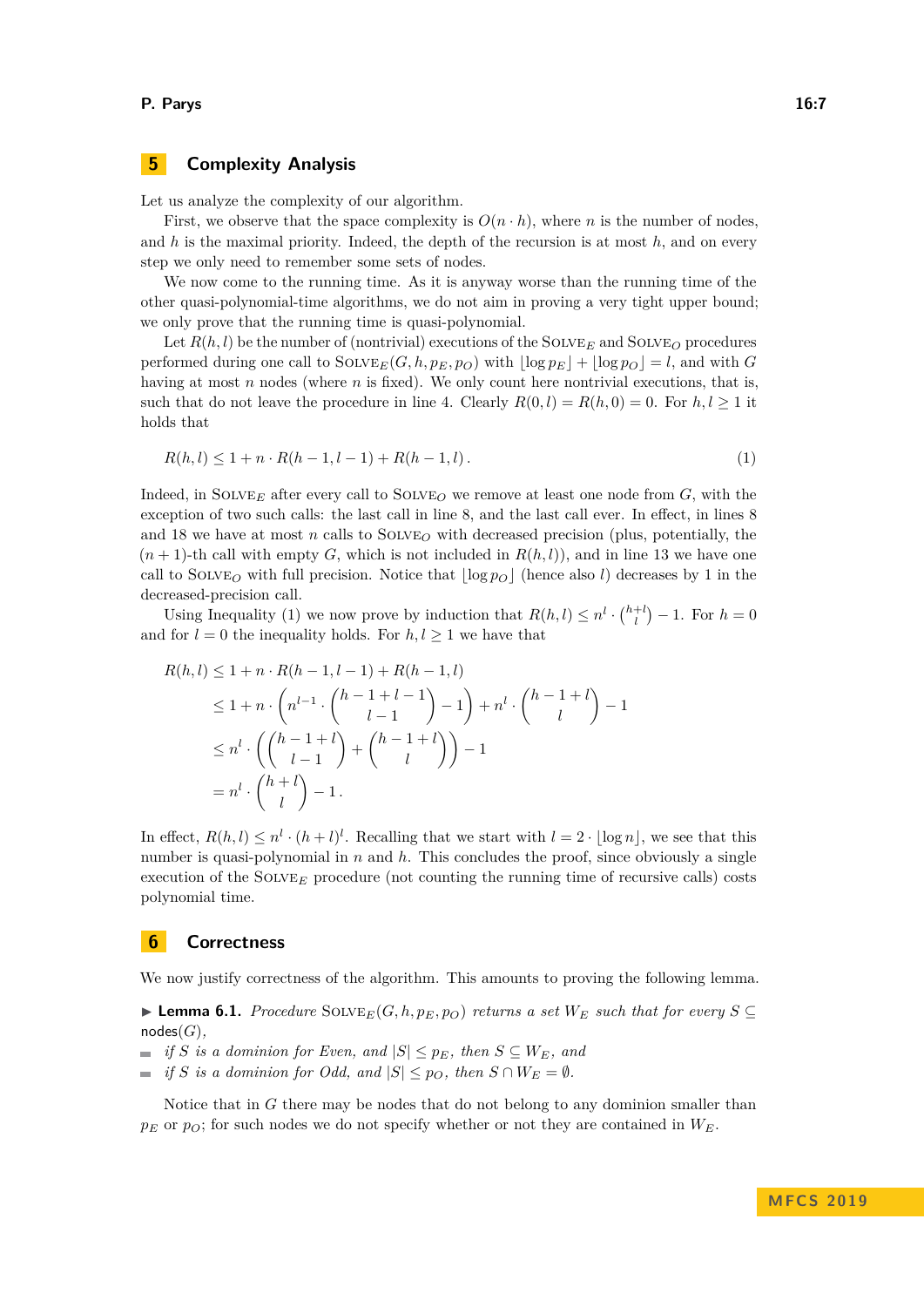## 5 Complexity Analysis

Let us analyze the complexity of our algorithm.

First, we observe that the space complexity is $O(n \cdot h)$, where $n$ is the number of nodes, and $h$ is the maximal priority. Indeed, the depth of the recursion is at most $h$, and on every step we only need to remember some sets of nodes.

We now come to the running time. As it is anyway worse than the running time of the other quasi-polynomial-time algorithms, we do not aim in proving a very tight upper bound; we only prove that the running time is quasi-polynomial.

Let $R(h, l)$ be the number of (nontrivial) executions of the $\textsc{Solve}_E$ and $\textsc{Solve}_O$ procedures performed during one call to $\textsc{Solve}_E(G, h, p_E, p_O)$ with $\lfloor \log p_E \rfloor + \lfloor \log p_O \rfloor = l$, and with $G$ having at most $n$ nodes (where $n$ is fixed). We only count here nontrivial executions, that is, such that do not leave the procedure in line 4. Clearly $R(0, l) = R(h, 0) = 0$. For $h, l \geq 1$ it holds that

$$R(h, l) \leq 1 + n \cdot R(h-1, l-1) + R(h-1, l). \tag{1}$$

Indeed, in $\textsc{Solve}_E$ after every call to $\textsc{Solve}_O$ we remove at least one node from $G$, with the exception of two such calls: the last call in line 8, and the last call ever. In effect, in lines 8 and 18 we have at most $n$ calls to $\textsc{Solve}_O$ with decreased precision (plus, potentially, the $(n+1)$-th call with empty $G$, which is not included in $R(h, l)$), and in line 13 we have one call to $\textsc{Solve}_O$ with full precision. Notice that $\lfloor \log p_O \rfloor$ (hence also $l$) decreases by 1 in the decreased-precision call.

Using Inequality (1) we now prove by induction that $R(h, l) \leq n^l \cdot \binom{h+l}{l} - 1$. For $h = 0$ and for $l = 0$ the inequality holds. For $h, l \geq 1$ we have that

$$\begin{aligned}
R(h, l) &\leq 1 + n \cdot R(h-1, l-1) + R(h-1, l) \\
&\leq 1 + n \cdot \left( n^{l-1} \cdot \binom{h-1+l-1}{l-1} - 1 \right) + n^l \cdot \binom{h-1+l}{l} - 1 \\
&\leq n^l \cdot \left( \binom{h-1+l}{l-1} + \binom{h-1+l}{l} \right) - 1 \\
&= n^l \cdot \binom{h+l}{l} - 1 .
\end{aligned}$$

In effect, $R(h, l) \leq n^l \cdot (h+l)^l$. Recalling that we start with $l = 2 \cdot \lfloor \log n \rfloor$, we see that this number is quasi-polynomial in $n$ and $h$. This concludes the proof, since obviously a single execution of the $\textsc{Solve}_E$ procedure (not counting the running time of recursive calls) costs polynomial time.

## 6 Correctness

We now justify correctness of the algorithm. This amounts to proving the following lemma.

▶ **Lemma 6.1.** *Procedure $\textsc{Solve}_E(G, h, p_E, p_O)$ returns a set $W_E$ such that for every $S \subseteq \mathsf{nodes}(G)$,*

- *if $S$ is a dominion for Even, and $|S| \leq p_E$, then $S \subseteq W_E$, and*
- *if $S$ is a dominion for Odd, and $|S| \leq p_O$, then $S \cap W_E = \emptyset$.*

Notice that in $G$ there may be nodes that do not belong to any dominion smaller than $p_E$ or $p_O$; for such nodes we do not specify whether or not they are contained in $W_E$.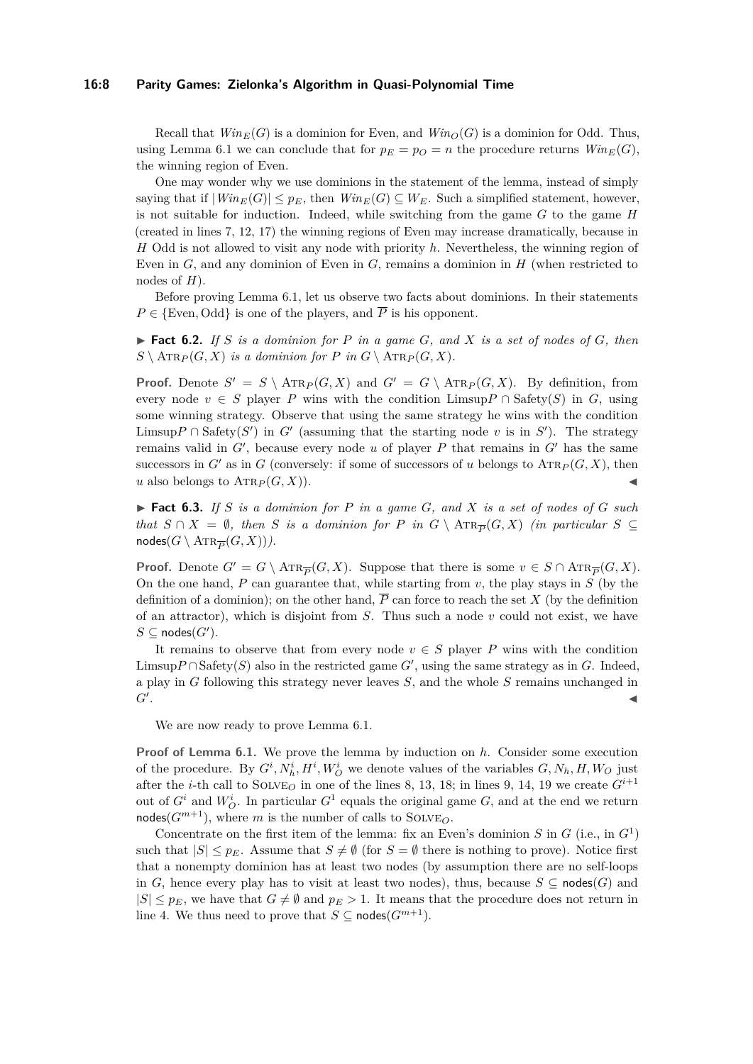Recall that $Win_E(G)$ is a dominion for Even, and $Win_O(G)$ is a dominion for Odd. Thus, using Lemma 6.1 we can conclude that for $p_E = p_O = n$ the procedure returns $Win_E(G)$, the winning region of Even.

One may wonder why we use dominions in the statement of the lemma, instead of simply saying that if $|Win_E(G)| \leq p_E$, then $Win_E(G) \subseteq W_E$. Such a simplified statement, however, is not suitable for induction. Indeed, while switching from the game $G$ to the game $H$ (created in lines 7, 12, 17) the winning regions of Even may increase dramatically, because in $H$ Odd is not allowed to visit any node with priority $h$. Nevertheless, the winning region of Even in $G$, and any dominion of Even in $G$, remains a dominion in $H$ (when restricted to nodes of $H$).

Before proving Lemma 6.1, let us observe two facts about dominions. In their statements $P \in \{\text{Even}, \text{Odd}\}$ is one of the players, and $\overline{P}$ is his opponent.

▶ **Fact 6.2.** *If $S$ is a dominion for $P$ in a game $G$, and $X$ is a set of nodes of $G$, then $S \setminus \mathrm{ATR}_P(G, X)$ is a dominion for $P$ in $G \setminus \mathrm{ATR}_P(G, X)$.*

**Proof.** Denote $S' = S \setminus \mathrm{ATR}_P(G, X)$ and $G' = G \setminus \mathrm{ATR}_P(G, X)$. By definition, from every node $v \in S$ player $P$ wins with the condition $\mathrm{Limsup}P \cap \mathrm{Safety}(S)$ in $G$, using some winning strategy. Observe that using the same strategy he wins with the condition $\mathrm{Limsup}P \cap \mathrm{Safety}(S')$ in $G'$ (assuming that the starting node $v$ is in $S'$). The strategy remains valid in $G'$, because every node $u$ of player $P$ that remains in $G'$ has the same successors in $G'$ as in $G$ (conversely: if some of successors of $u$ belongs to $\mathrm{ATR}_P(G, X)$, then $u$ also belongs to $\mathrm{ATR}_P(G, X)$). ◀

▶ **Fact 6.3.** *If $S$ is a dominion for $P$ in a game $G$, and $X$ is a set of nodes of $G$ such that $S \cap X = \emptyset$, then $S$ is a dominion for $P$ in $G \setminus \mathrm{ATR}_{\overline{P}}(G, X)$ (in particular $S \subseteq \mathsf{nodes}(G \setminus \mathrm{ATR}_{\overline{P}}(G, X))$).*

**Proof.** Denote $G' = G \setminus \mathrm{ATR}_{\overline{P}}(G, X)$. Suppose that there is some $v \in S \cap \mathrm{ATR}_{\overline{P}}(G, X)$. On the one hand, $P$ can guarantee that, while starting from $v$, the play stays in $S$ (by the definition of a dominion); on the other hand, $\overline{P}$ can force to reach the set $X$ (by the definition of an attractor), which is disjoint from $S$. Thus such a node $v$ could not exist, we have $S \subseteq \mathsf{nodes}(G')$.

It remains to observe that from every node $v \in S$ player $P$ wins with the condition $\mathrm{Limsup}P \cap \mathrm{Safety}(S)$ also in the restricted game $G'$, using the same strategy as in $G$. Indeed, a play in $G$ following this strategy never leaves $S$, and the whole $S$ remains unchanged in $G'$. ◀

We are now ready to prove Lemma 6.1.

**Proof of Lemma 6.1.** We prove the lemma by induction on $h$. Consider some execution of the procedure. By $G^i, N_h^i, H^i, W_O^i$ we denote values of the variables $G, N_h, H, W_O$ just after the $i$-th call to $\mathrm{SOLVE}_O$ in one of the lines 8, 13, 18; in lines 9, 14, 19 we create $G^{i+1}$ out of $G^i$ and $W_O^i$. In particular $G^1$ equals the original game $G$, and at the end we return $\mathsf{nodes}(G^{m+1})$, where $m$ is the number of calls to $\mathrm{SOLVE}_O$.

Concentrate on the first item of the lemma: fix an Even's dominion $S$ in $G$ (i.e., in $G^1$) such that $|S| \leq p_E$. Assume that $S \neq \emptyset$ (for $S = \emptyset$ there is nothing to prove). Notice first that a nonempty dominion has at least two nodes (by assumption there are no self-loops in $G$, hence every play has to visit at least two nodes), thus, because $S \subseteq \mathsf{nodes}(G)$ and $|S| \leq p_E$, we have that $G \neq \emptyset$ and $p_E > 1$. It means that the procedure does not return in line 4. We thus need to prove that $S \subseteq \mathsf{nodes}(G^{m+1})$.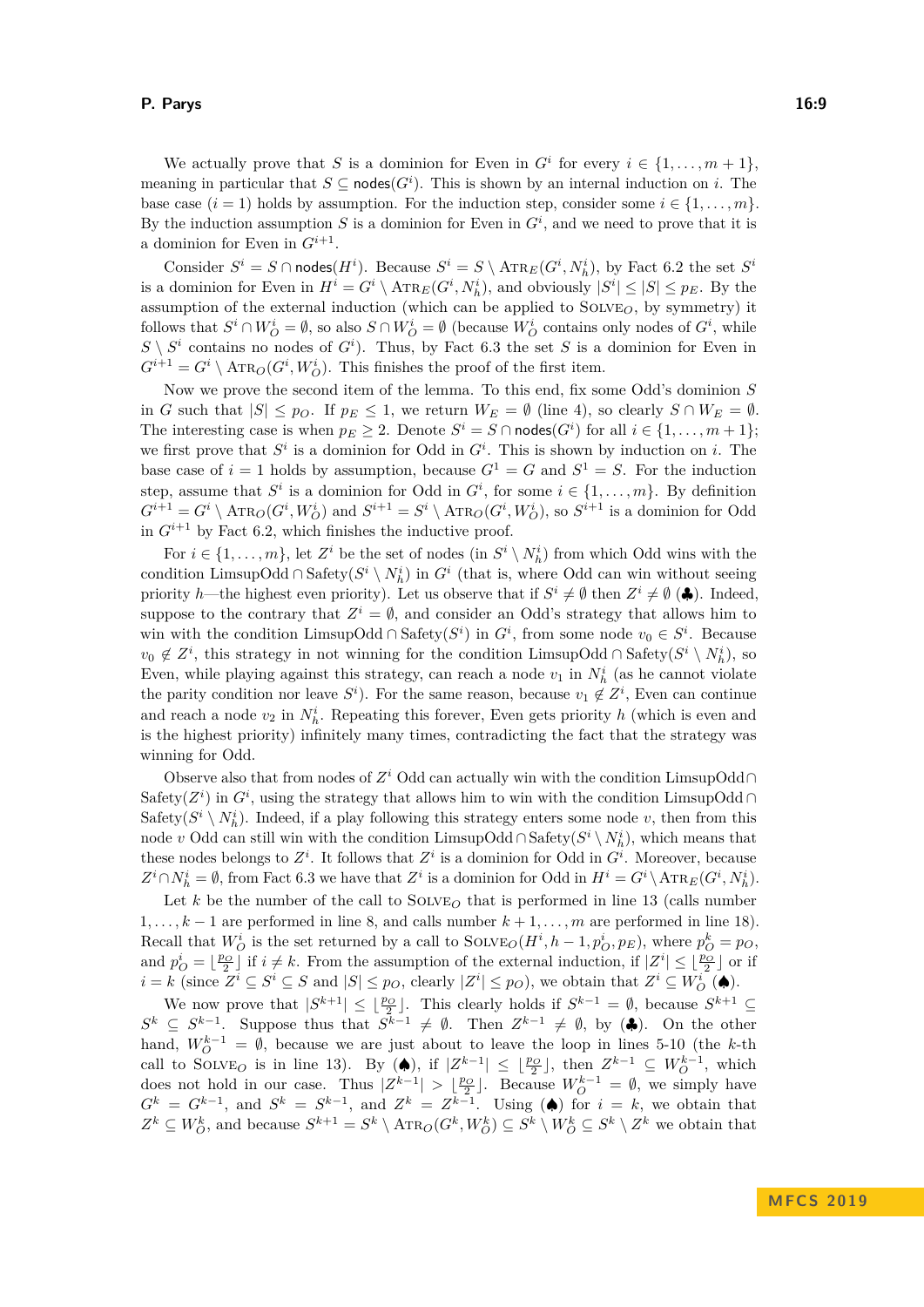We actually prove that $S$ is a dominion for Even in $G^i$ for every $i \in \{1, \dots, m+1\}$, meaning in particular that $S \subseteq \mathsf{nodes}(G^i)$. This is shown by an internal induction on $i$. The base case ($i = 1$) holds by assumption. For the induction step, consider some $i \in \{1, \dots, m\}$. By the induction assumption $S$ is a dominion for Even in $G^i$, and we need to prove that it is a dominion for Even in $G^{i+1}$.

Consider $S^i = S \cap \mathsf{nodes}(H^i)$. Because $S^i = S \setminus \mathrm{Atr}_E(G^i, N_h^i)$, by Fact 6.2 the set $S^i$ is a dominion for Even in $H^i = G^i \setminus \mathrm{Atr}_E(G^i, N_h^i)$, and obviously $|S^i| \leq |S| \leq p_E$. By the assumption of the external induction (which can be applied to $\mathrm{Solve}_O$, by symmetry) it follows that $S^i \cap W_O^i = \emptyset$, so also $S \cap W_O^i = \emptyset$ (because $W_O^i$ contains only nodes of $G^i$, while $S \setminus S^i$ contains no nodes of $G^i$). Thus, by Fact 6.3 the set $S$ is a dominion for Even in $G^{i+1} = G^i \setminus \mathrm{Atr}_O(G^i, W_O^i)$. This finishes the proof of the first item.

Now we prove the second item of the lemma. To this end, fix some Odd's dominion $S$ in $G$ such that $|S| \leq p_O$. If $p_E \leq 1$, we return $W_E = \emptyset$ (line 4), so clearly $S \cap W_E = \emptyset$. The interesting case is when $p_E \geq 2$. Denote $S^i = S \cap \mathsf{nodes}(G^i)$ for all $i \in \{1, \dots, m+1\}$; we first prove that $S^i$ is a dominion for Odd in $G^i$. This is shown by induction on $i$. The base case of $i = 1$ holds by assumption, because $G^1 = G$ and $S^1 = S$. For the induction step, assume that $S^i$ is a dominion for Odd in $G^i$, for some $i \in \{1, \dots, m\}$. By definition $G^{i+1} = G^i \setminus \mathrm{Atr}_O(G^i, W_O^i)$ and $S^{i+1} = S^i \setminus \mathrm{Atr}_O(G^i, W_O^i)$, so $S^{i+1}$ is a dominion for Odd in $G^{i+1}$ by Fact 6.2, which finishes the inductive proof.

For $i \in \{1, \dots, m\}$, let $Z^i$ be the set of nodes (in $S^i \setminus N_h^i$) from which Odd wins with the condition $\mathrm{LimsupOdd} \cap \mathrm{Safety}(S^i \setminus N_h^i)$ in $G^i$ (that is, where Odd can win without seeing priority $h$—the highest even priority). Let us observe that if $S^i \neq \emptyset$ then $Z^i \neq \emptyset$ (♣). Indeed, suppose to the contrary that $Z^i = \emptyset$, and consider an Odd's strategy that allows him to win with the condition $\mathrm{LimsupOdd} \cap \mathrm{Safety}(S^i)$ in $G^i$, from some node $v_0 \in S^i$. Because $v_0 \notin Z^i$, this strategy in not winning for the condition $\mathrm{LimsupOdd} \cap \mathrm{Safety}(S^i \setminus N_h^i)$, so Even, while playing against this strategy, can reach a node $v_1$ in $N_h^i$ (as he cannot violate the parity condition nor leave $S^i$). For the same reason, because $v_1 \notin Z^i$, Even can continue and reach a node $v_2$ in $N_h^i$. Repeating this forever, Even gets priority $h$ (which is even and is the highest priority) infinitely many times, contradicting the fact that the strategy was winning for Odd.

Observe also that from nodes of $Z^i$ Odd can actually win with the condition $\mathrm{LimsupOdd} \cap \mathrm{Safety}(Z^i)$ in $G^i$, using the strategy that allows him to win with the condition $\mathrm{LimsupOdd} \cap \mathrm{Safety}(S^i \setminus N_h^i)$. Indeed, if a play following this strategy enters some node $v$, then from this node $v$ Odd can still win with the condition $\mathrm{LimsupOdd} \cap \mathrm{Safety}(S^i \setminus N_h^i)$, which means that these nodes belongs to $Z^i$. It follows that $Z^i$ is a dominion for Odd in $G^i$. Moreover, because $Z^i \cap N_h^i = \emptyset$, from Fact 6.3 we have that $Z^i$ is a dominion for Odd in $H^i = G^i \setminus \mathrm{Atr}_E(G^i, N_h^i)$.

Let $k$ be the number of the call to $\mathrm{Solve}_O$ that is performed in line 13 (calls number $1, \dots, k-1$ are performed in line 8, and calls number $k+1, \dots, m$ are performed in line 18). Recall that $W_O^i$ is the set returned by a call to $\mathrm{Solve}_O(H^i, h-1, p_O^i, p_E)$, where $p_O^k = p_O$, and $p_O^i = \lfloor \frac{p_O}{2} \rfloor$ if $i \neq k$. From the assumption of the external induction, if $|Z^i| \leq \lfloor \frac{p_O}{2} \rfloor$ or if $i = k$ (since $Z^i \subseteq S^i \subseteq S$ and $|S| \leq p_O$, clearly $|Z^i| \leq p_O$), we obtain that $Z^i \subseteq W_O^i$ (♠).

We now prove that $|S^{k+1}| \leq \lfloor \frac{p_O}{2} \rfloor$. This clearly holds if $S^{k-1} = \emptyset$, because $S^{k+1} \subseteq S^k \subseteq S^{k-1}$. Suppose thus that $S^{k-1} \neq \emptyset$. Then $Z^{k-1} \neq \emptyset$, by (♣). On the other hand, $W_O^{k-1} = \emptyset$, because we are just about to leave the loop in lines 5-10 (the $k$-th call to $\mathrm{Solve}_O$ is in line 13). By (♠), if $|Z^{k-1}| \leq \lfloor \frac{p_O}{2} \rfloor$, then $Z^{k-1} \subseteq W_O^{k-1}$, which does not hold in our case. Thus $|Z^{k-1}| > \lfloor \frac{p_O}{2} \rfloor$. Because $W_O^{k-1} = \emptyset$, we simply have $G^k = G^{k-1}$, and $S^k = S^{k-1}$, and $Z^k = Z^{k-1}$. Using (♠) for $i = k$, we obtain that $Z^k \subseteq W_O^k$, and because $S^{k+1} = S^k \setminus \mathrm{Atr}_O(G^k, W_O^k) \subseteq S^k \setminus W_O^k \subseteq S^k \setminus Z^k$ we obtain that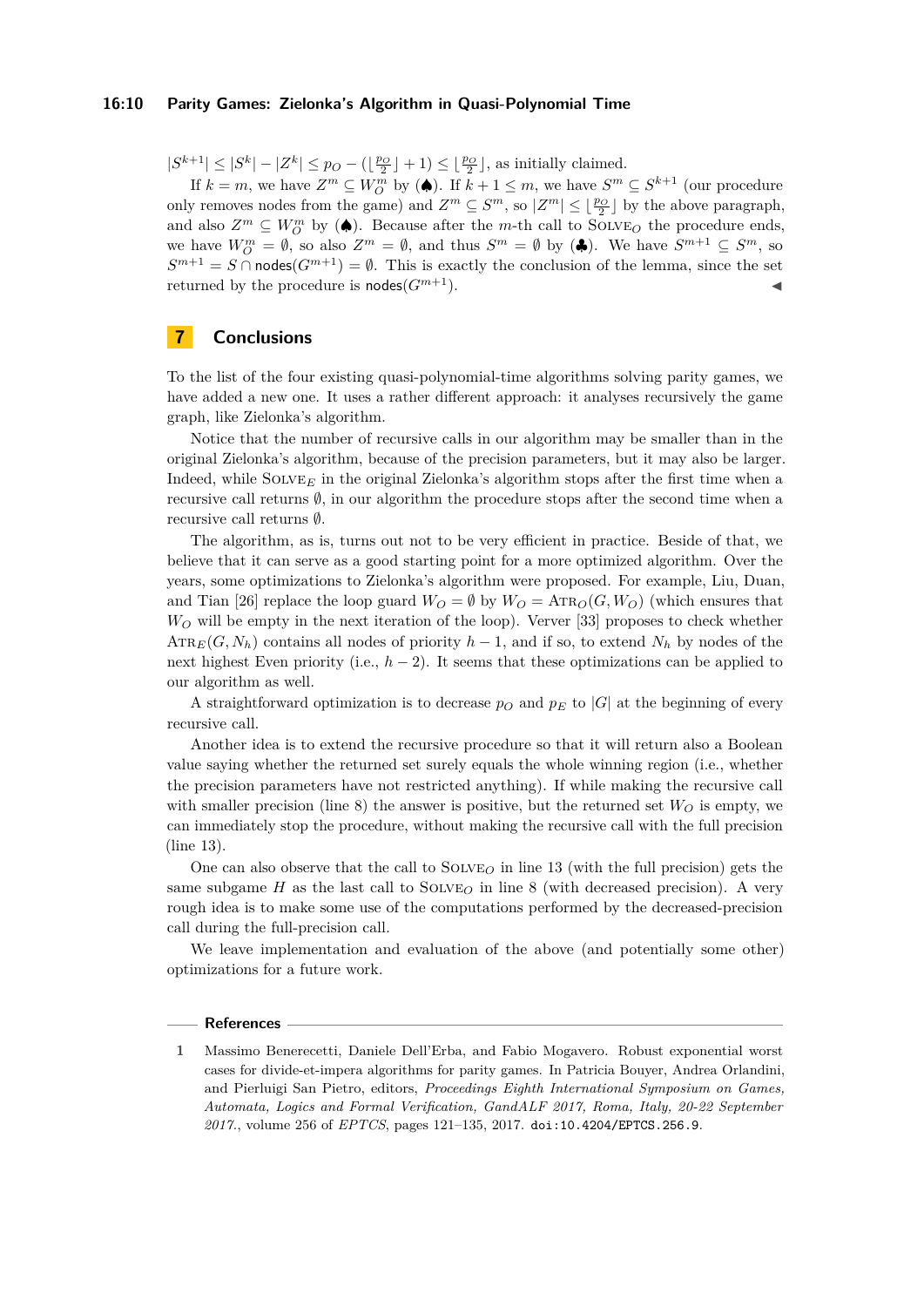$|S^{k+1}| \leq |S^k| - |Z^k| \leq p_O - (\lfloor \frac{p_O}{2} \rfloor + 1) \leq \lfloor \frac{p_O}{2} \rfloor$, as initially claimed.

If $k = m$, we have $Z^m \subseteq W_O^m$ by (♠). If $k+1 \leq m$, we have $S^m \subseteq S^{k+1}$ (our procedure only removes nodes from the game) and $Z^m \subseteq S^m$, so $|Z^m| \leq \lfloor \frac{p_O}{2} \rfloor$ by the above paragraph, and also $Z^m \subseteq W_O^m$ by (♠). Because after the $m$-th call to $\text{Solve}_O$ the procedure ends, we have $W_O^m = \emptyset$, so also $Z^m = \emptyset$, and thus $S^m = \emptyset$ by (♣). We have $S^{m+1} \subseteq S^m$, so $S^{m+1} = S \cap \mathsf{nodes}(G^{m+1}) = \emptyset$. This is exactly the conclusion of the lemma, since the set returned by the procedure is $\mathsf{nodes}(G^{m+1})$. ◀

## 7 Conclusions

To the list of the four existing quasi-polynomial-time algorithms solving parity games, we have added a new one. It uses a rather different approach: it analyses recursively the game graph, like Zielonka's algorithm.

Notice that the number of recursive calls in our algorithm may be smaller than in the original Zielonka's algorithm, because of the precision parameters, but it may also be larger. Indeed, while $\text{Solve}_E$ in the original Zielonka's algorithm stops after the first time when a recursive call returns $\emptyset$, in our algorithm the procedure stops after the second time when a recursive call returns $\emptyset$.

The algorithm, as is, turns out not to be very efficient in practice. Beside of that, we believe that it can serve as a good starting point for a more optimized algorithm. Over the years, some optimizations to Zielonka's algorithm were proposed. For example, Liu, Duan, and Tian [26] replace the loop guard $W_O = \emptyset$ by $W_O = \text{Atr}_O(G, W_O)$ (which ensures that $W_O$ will be empty in the next iteration of the loop). Verver [33] proposes to check whether $\text{Atr}_E(G, N_h)$ contains all nodes of priority $h-1$, and if so, to extend $N_h$ by nodes of the next highest Even priority (i.e., $h-2$). It seems that these optimizations can be applied to our algorithm as well.

A straightforward optimization is to decrease $p_O$ and $p_E$ to $|G|$ at the beginning of every recursive call.

Another idea is to extend the recursive procedure so that it will return also a Boolean value saying whether the returned set surely equals the whole winning region (i.e., whether the precision parameters have not restricted anything). If while making the recursive call with smaller precision (line 8) the answer is positive, but the returned set $W_O$ is empty, we can immediately stop the procedure, without making the recursive call with the full precision (line 13).

One can also observe that the call to $\text{Solve}_O$ in line 13 (with the full precision) gets the same subgame $H$ as the last call to $\text{Solve}_O$ in line 8 (with decreased precision). A very rough idea is to make some use of the computations performed by the decreased-precision call during the full-precision call.

We leave implementation and evaluation of the above (and potentially some other) optimizations for a future work.

### References

1. Massimo Benerecetti, Daniele Dell'Erba, and Fabio Mogavero. Robust exponential worst cases for divide-et-impera algorithms for parity games. In Patricia Bouyer, Andrea Orlandini, and Pierluigi San Pietro, editors, *Proceedings Eighth International Symposium on Games, Automata, Logics and Formal Verification, GandALF 2017, Roma, Italy, 20-22 September 2017.*, volume 256 of *EPTCS*, pages 121–135, 2017. doi:10.4204/EPTCS.256.9.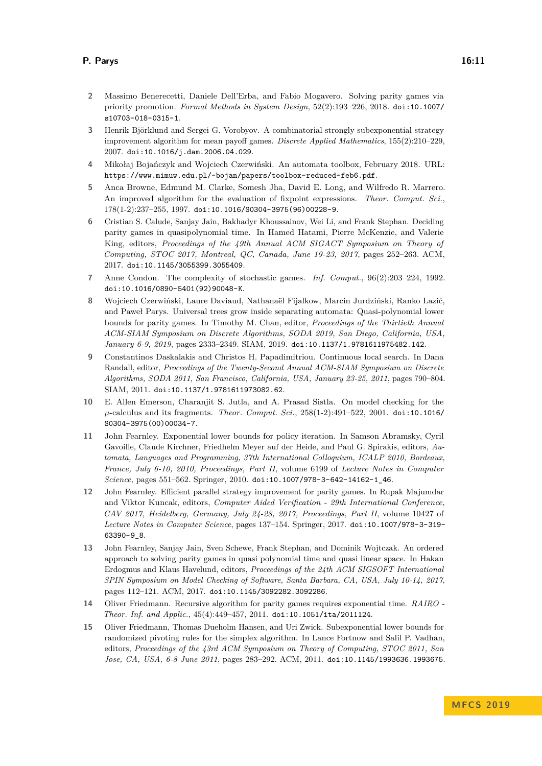2. Massimo Benerecetti, Daniele Dell'Erba, and Fabio Mogavero. Solving parity games via priority promotion. *Formal Methods in System Design*, 52(2):193–226, 2018. doi:10.1007/s10703-018-0315-1.
3. Henrik Björklund and Sergei G. Vorobyov. A combinatorial strongly subexponential strategy improvement algorithm for mean payoff games. *Discrete Applied Mathematics*, 155(2):210–229, 2007. doi:10.1016/j.dam.2006.04.029.
4. Mikołaj Bojańczyk and Wojciech Czerwiński. An automata toolbox, February 2018. URL: https://www.mimuw.edu.pl/~bojan/papers/toolbox-reduced-feb6.pdf.
5. Anca Browne, Edmund M. Clarke, Somesh Jha, David E. Long, and Wilfredo R. Marrero. An improved algorithm for the evaluation of fixpoint expressions. *Theor. Comput. Sci.*, 178(1-2):237–255, 1997. doi:10.1016/S0304-3975(96)00228-9.
6. Cristian S. Calude, Sanjay Jain, Bakhadyr Khoussainov, Wei Li, and Frank Stephan. Deciding parity games in quasipolynomial time. In Hamed Hatami, Pierre McKenzie, and Valerie King, editors, *Proceedings of the 49th Annual ACM SIGACT Symposium on Theory of Computing, STOC 2017, Montreal, QC, Canada, June 19-23, 2017*, pages 252–263. ACM, 2017. doi:10.1145/3055399.3055409.
7. Anne Condon. The complexity of stochastic games. *Inf. Comput.*, 96(2):203–224, 1992. doi:10.1016/0890-5401(92)90048-K.
8. Wojciech Czerwiński, Laure Daviaud, Nathanaël Fijalkow, Marcin Jurdziński, Ranko Lazić, and Paweł Parys. Universal trees grow inside separating automata: Quasi-polynomial lower bounds for parity games. In Timothy M. Chan, editor, *Proceedings of the Thirtieth Annual ACM-SIAM Symposium on Discrete Algorithms, SODA 2019, San Diego, California, USA, January 6-9, 2019*, pages 2333–2349. SIAM, 2019. doi:10.1137/1.9781611975482.142.
9. Constantinos Daskalakis and Christos H. Papadimitriou. Continuous local search. In Dana Randall, editor, *Proceedings of the Twenty-Second Annual ACM-SIAM Symposium on Discrete Algorithms, SODA 2011, San Francisco, California, USA, January 23-25, 2011*, pages 790–804. SIAM, 2011. doi:10.1137/1.9781611973082.62.
10. E. Allen Emerson, Charanjit S. Jutla, and A. Prasad Sistla. On model checking for the $\mu$-calculus and its fragments. *Theor. Comput. Sci.*, 258(1-2):491–522, 2001. doi:10.1016/S0304-3975(00)00034-7.
11. John Fearnley. Exponential lower bounds for policy iteration. In Samson Abramsky, Cyril Gavoille, Claude Kirchner, Friedhelm Meyer auf der Heide, and Paul G. Spirakis, editors, *Automata, Languages and Programming, 37th International Colloquium, ICALP 2010, Bordeaux, France, July 6-10, 2010, Proceedings, Part II*, volume 6199 of *Lecture Notes in Computer Science*, pages 551–562. Springer, 2010. doi:10.1007/978-3-642-14162-1_46.
12. John Fearnley. Efficient parallel strategy improvement for parity games. In Rupak Majumdar and Viktor Kuncak, editors, *Computer Aided Verification - 29th International Conference, CAV 2017, Heidelberg, Germany, July 24-28, 2017, Proceedings, Part II*, volume 10427 of *Lecture Notes in Computer Science*, pages 137–154. Springer, 2017. doi:10.1007/978-3-319-63390-9_8.
13. John Fearnley, Sanjay Jain, Sven Schewe, Frank Stephan, and Dominik Wojtczak. An ordered approach to solving parity games in quasi polynomial time and quasi linear space. In Hakan Erdogmus and Klaus Havelund, editors, *Proceedings of the 24th ACM SIGSOFT International SPIN Symposium on Model Checking of Software, Santa Barbara, CA, USA, July 10-14, 2017*, pages 112–121. ACM, 2017. doi:10.1145/3092282.3092286.
14. Oliver Friedmann. Recursive algorithm for parity games requires exponential time. *RAIRO - Theor. Inf. and Applic.*, 45(4):449–457, 2011. doi:10.1051/ita/2011124.
15. Oliver Friedmann, Thomas Dueholm Hansen, and Uri Zwick. Subexponential lower bounds for randomized pivoting rules for the simplex algorithm. In Lance Fortnow and Salil P. Vadhan, editors, *Proceedings of the 43rd ACM Symposium on Theory of Computing, STOC 2011, San Jose, CA, USA, 6-8 June 2011*, pages 283–292. ACM, 2011. doi:10.1145/1993636.1993675.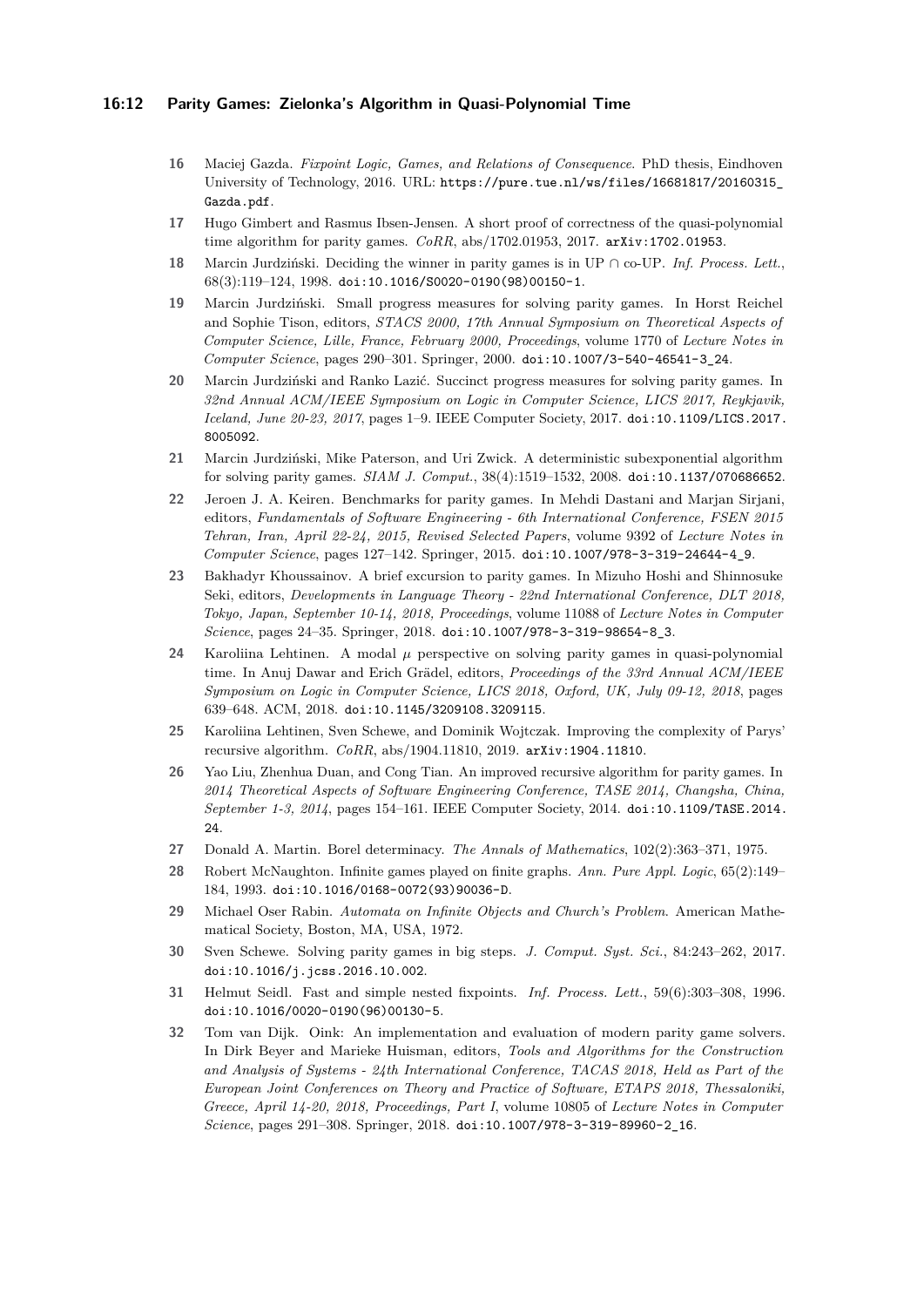16. Maciej Gazda. *Fixpoint Logic, Games, and Relations of Consequence*. PhD thesis, Eindhoven University of Technology, 2016. URL: `https://pure.tue.nl/ws/files/16681817/20160315_Gazda.pdf`.
17. Hugo Gimbert and Rasmus Ibsen-Jensen. A short proof of correctness of the quasi-polynomial time algorithm for parity games. *CoRR*, abs/1702.01953, 2017. `arXiv:1702.01953`.
18. Marcin Jurdziński. Deciding the winner in parity games is in UP ∩ co-UP. *Inf. Process. Lett.*, 68(3):119–124, 1998. `doi:10.1016/S0020-0190(98)00150-1`.
19. Marcin Jurdziński. Small progress measures for solving parity games. In Horst Reichel and Sophie Tison, editors, *STACS 2000, 17th Annual Symposium on Theoretical Aspects of Computer Science, Lille, France, February 2000, Proceedings*, volume 1770 of *Lecture Notes in Computer Science*, pages 290–301. Springer, 2000. `doi:10.1007/3-540-46541-3_24`.
20. Marcin Jurdziński and Ranko Lazić. Succinct progress measures for solving parity games. In *32nd Annual ACM/IEEE Symposium on Logic in Computer Science, LICS 2017, Reykjavik, Iceland, June 20-23, 2017*, pages 1–9. IEEE Computer Society, 2017. `doi:10.1109/LICS.2017.8005092`.
21. Marcin Jurdziński, Mike Paterson, and Uri Zwick. A deterministic subexponential algorithm for solving parity games. *SIAM J. Comput.*, 38(4):1519–1532, 2008. `doi:10.1137/070686652`.
22. Jeroen J. A. Keiren. Benchmarks for parity games. In Mehdi Dastani and Marjan Sirjani, editors, *Fundamentals of Software Engineering - 6th International Conference, FSEN 2015 Tehran, Iran, April 22-24, 2015, Revised Selected Papers*, volume 9392 of *Lecture Notes in Computer Science*, pages 127–142. Springer, 2015. `doi:10.1007/978-3-319-24644-4_9`.
23. Bakhadyr Khoussainov. A brief excursion to parity games. In Mizuho Hoshi and Shinnosuke Seki, editors, *Developments in Language Theory - 22nd International Conference, DLT 2018, Tokyo, Japan, September 10-14, 2018, Proceedings*, volume 11088 of *Lecture Notes in Computer Science*, pages 24–35. Springer, 2018. `doi:10.1007/978-3-319-98654-8_3`.
24. Karoliina Lehtinen. A modal $\mu$ perspective on solving parity games in quasi-polynomial time. In Anuj Dawar and Erich Grädel, editors, *Proceedings of the 33rd Annual ACM/IEEE Symposium on Logic in Computer Science, LICS 2018, Oxford, UK, July 09-12, 2018*, pages 639–648. ACM, 2018. `doi:10.1145/3209108.3209115`.
25. Karoliina Lehtinen, Sven Schewe, and Dominik Wojtczak. Improving the complexity of Parys' recursive algorithm. *CoRR*, abs/1904.11810, 2019. `arXiv:1904.11810`.
26. Yao Liu, Zhenhua Duan, and Cong Tian. An improved recursive algorithm for parity games. In *2014 Theoretical Aspects of Software Engineering Conference, TASE 2014, Changsha, China, September 1-3, 2014*, pages 154–161. IEEE Computer Society, 2014. `doi:10.1109/TASE.2014.24`.
27. Donald A. Martin. Borel determinacy. *The Annals of Mathematics*, 102(2):363–371, 1975.
28. Robert McNaughton. Infinite games played on finite graphs. *Ann. Pure Appl. Logic*, 65(2):149–184, 1993. `doi:10.1016/0168-0072(93)90036-D`.
29. Michael Oser Rabin. *Automata on Infinite Objects and Church's Problem*. American Mathematical Society, Boston, MA, USA, 1972.
30. Sven Schewe. Solving parity games in big steps. *J. Comput. Syst. Sci.*, 84:243–262, 2017. `doi:10.1016/j.jcss.2016.10.002`.
31. Helmut Seidl. Fast and simple nested fixpoints. *Inf. Process. Lett.*, 59(6):303–308, 1996. `doi:10.1016/0020-0190(96)00130-5`.
32. Tom van Dijk. Oink: An implementation and evaluation of modern parity game solvers. In Dirk Beyer and Marieke Huisman, editors, *Tools and Algorithms for the Construction and Analysis of Systems - 24th International Conference, TACAS 2018, Held as Part of the European Joint Conferences on Theory and Practice of Software, ETAPS 2018, Thessaloniki, Greece, April 14-20, 2018, Proceedings, Part I*, volume 10805 of *Lecture Notes in Computer Science*, pages 291–308. Springer, 2018. `doi:10.1007/978-3-319-89960-2_16`.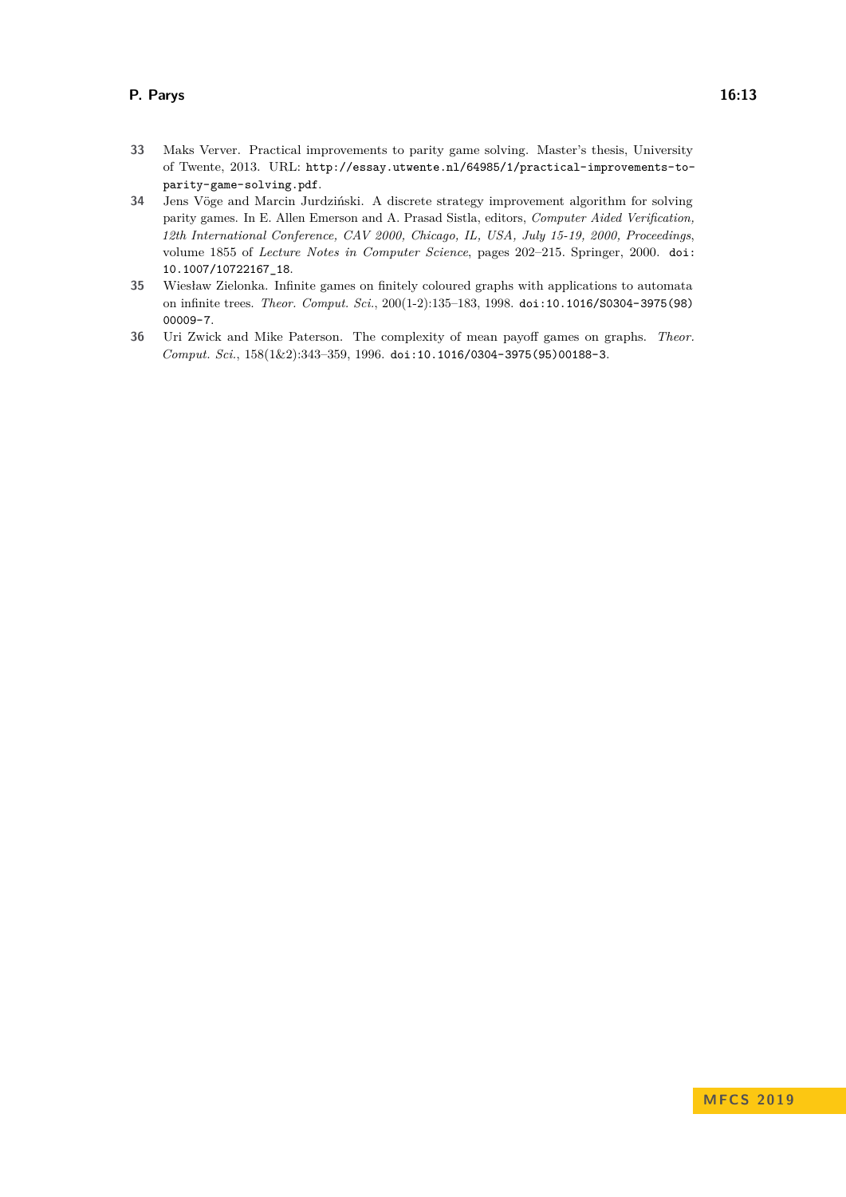33 Maks Verver. Practical improvements to parity game solving. Master's thesis, University of Twente, 2013. URL: http://essay.utwente.nl/64985/1/practical-improvements-to-parity-game-solving.pdf.

34 Jens Vöge and Marcin Jurdziński. A discrete strategy improvement algorithm for solving parity games. In E. Allen Emerson and A. Prasad Sistla, editors, *Computer Aided Verification, 12th International Conference, CAV 2000, Chicago, IL, USA, July 15-19, 2000, Proceedings*, volume 1855 of *Lecture Notes in Computer Science*, pages 202–215. Springer, 2000. doi:10.1007/10722167_18.

35 Wiesław Zielonka. Infinite games on finitely coloured graphs with applications to automata on infinite trees. *Theor. Comput. Sci.*, 200(1-2):135–183, 1998. doi:10.1016/S0304-3975(98)00009-7.

36 Uri Zwick and Mike Paterson. The complexity of mean payoff games on graphs. *Theor. Comput. Sci.*, 158(1&2):343–359, 1996. doi:10.1016/0304-3975(95)00188-3.